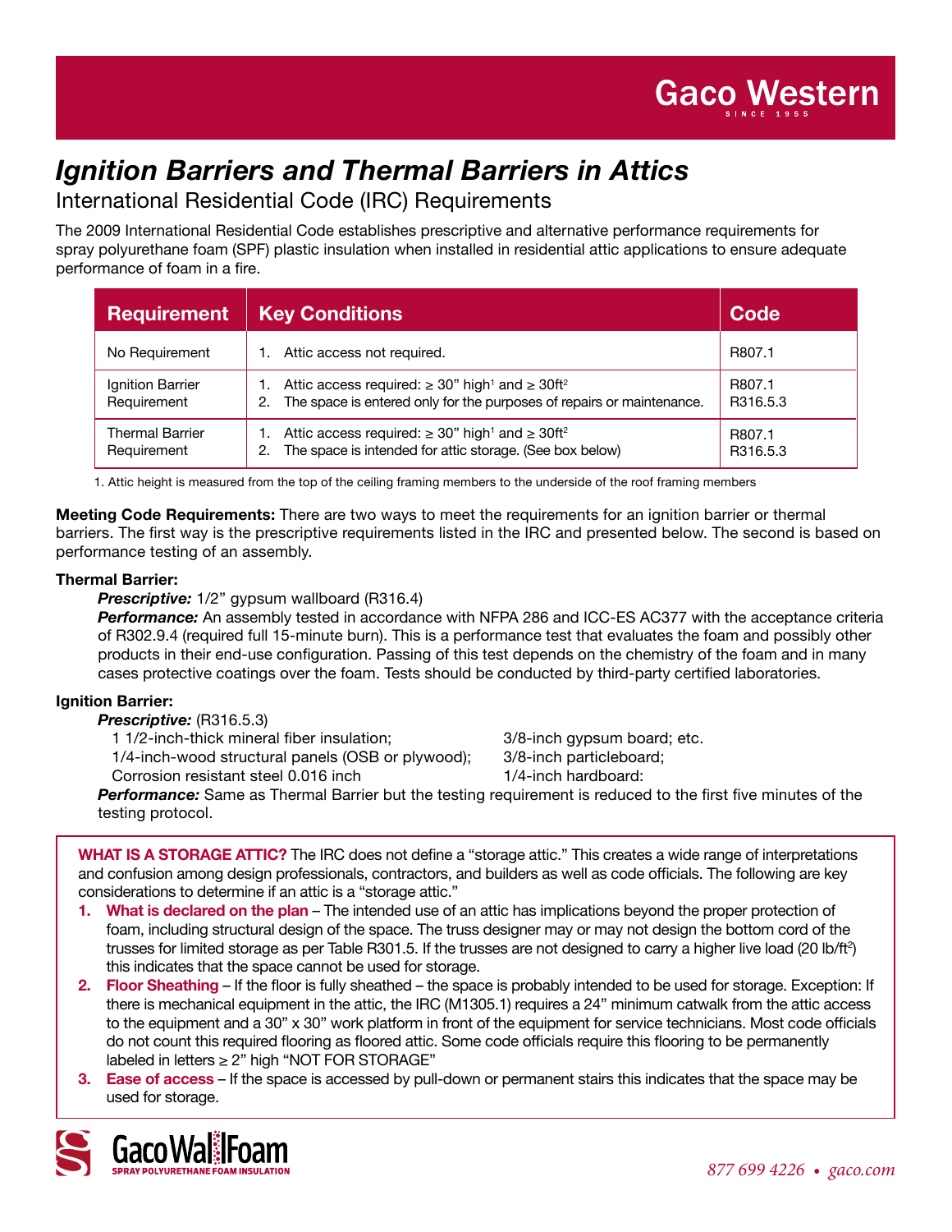Gaco Western

SINCE 1955

# *Ignition Barriers and Thermal Barriers in Attics*

## International Residential Code (IRC) Requirements

The 2009 International Residential Code establishes prescriptive and alternative performance requirements for spray polyurethane foam (SPF) plastic insulation when installed in residential attic applications to ensure adequate performance of foam in a fire.

| Requirement | Key Conditions | Code |
|---|---|---|
| No Requirement | 1. Attic access not required. | R807.1 |
| Ignition Barrier Requirement | 1. Attic access required: ≥ 30" high[1] and ≥ 30ft$^2$<br>2. The space is entered only for the purposes of repairs or maintenance. | R807.1<br>R316.5.3 |
| Thermal Barrier Requirement | 1. Attic access required: ≥ 30" high[1] and ≥ 30ft$^2$<br>2. The space is intended for attic storage. (See box below) | R807.1<br>R316.5.3 |

1. Attic height is measured from the top of the ceiling framing members to the underside of the roof framing members

**Meeting Code Requirements:** There are two ways to meet the requirements for an ignition barrier or thermal barriers. The first way is the prescriptive requirements listed in the IRC and presented below. The second is based on performance testing of an assembly.

**Thermal Barrier:**

***Prescriptive:*** 1/2" gypsum wallboard (R316.4)

***Performance:*** An assembly tested in accordance with NFPA 286 and ICC-ES AC377 with the acceptance criteria of R302.9.4 (required full 15-minute burn). This is a performance test that evaluates the foam and possibly other products in their end-use configuration. Passing of this test depends on the chemistry of the foam and in many cases protective coatings over the foam. Tests should be conducted by third-party certified laboratories.

**Ignition Barrier:**

***Prescriptive:*** (R316.5.3)

1 1/2-inch-thick mineral fiber insulation;
1/4-inch-wood structural panels (OSB or plywood);
Corrosion resistant steel 0.016 inch
3/8-inch gypsum board; etc.
3/8-inch particleboard;
1/4-inch hardboard:

***Performance:*** Same as Thermal Barrier but the testing requirement is reduced to the first five minutes of the testing protocol.

**WHAT IS A STORAGE ATTIC?** The IRC does not define a "storage attic." This creates a wide range of interpretations and confusion among design professionals, contractors, and builders as well as code officials. The following are key considerations to determine if an attic is a "storage attic."

1. **What is declared on the plan** – The intended use of an attic has implications beyond the proper protection of foam, including structural design of the space. The truss designer may or may not design the bottom cord of the trusses for limited storage as per Table R301.5. If the trusses are not designed to carry a higher live load (20 lb/ft$^2$) this indicates that the space cannot be used for storage.
2. **Floor Sheathing** – If the floor is fully sheathed – the space is probably intended to be used for storage. Exception: If there is mechanical equipment in the attic, the IRC (M1305.1) requires a 24" minimum catwalk from the attic access to the equipment and a 30" x 30" work platform in front of the equipment for service technicians. Most code officials do not count this required flooring as floored attic. Some code officials require this flooring to be permanently labeled in letters ≥ 2" high "NOT FOR STORAGE"
3. **Ease of access** – If the space is accessed by pull-down or permanent stairs this indicates that the space may be used for storage.

GacoWallFoam
SPRAY POLYURETHANE FOAM INSULATION

877 699 4226 • gaco.com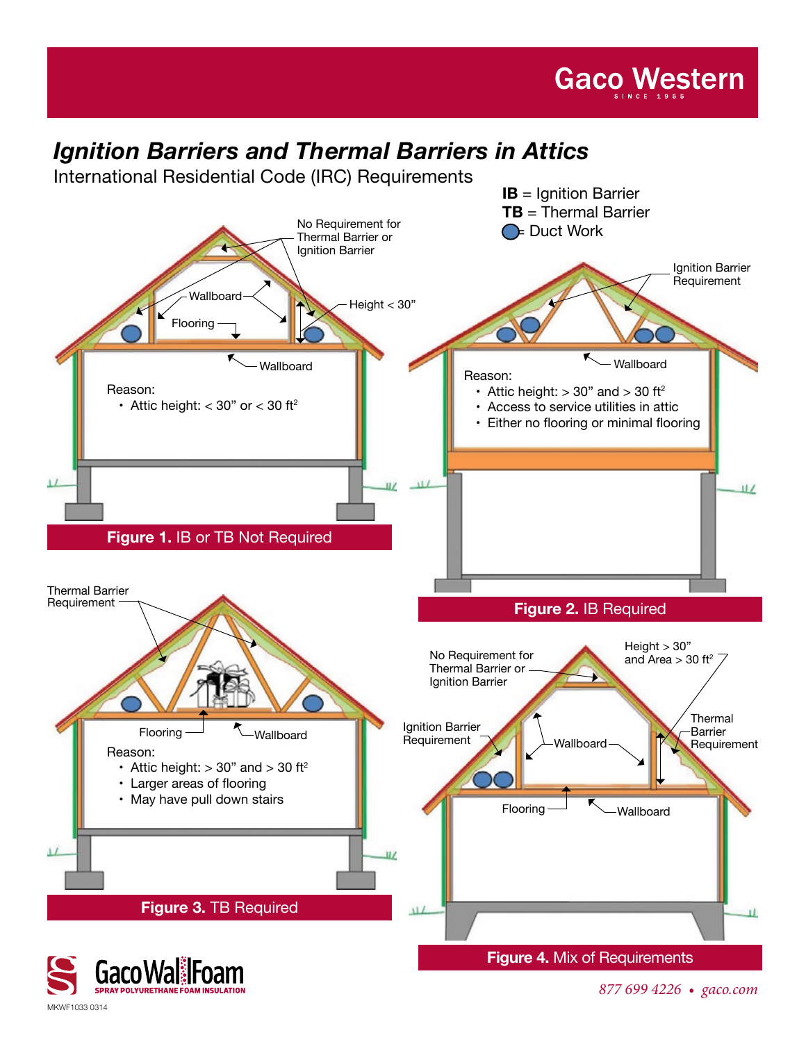Gaco Western
SINCE 1955

# Ignition Barriers and Thermal Barriers in Attics

International Residential Code (IRC) Requirements

**IB** = Ignition Barrier
**TB** = Thermal Barrier
= Duct Work

No Requirement for Thermal Barrier or Ignition Barrier
Wallboard
Flooring
Height < 30"
Wallboard

Reason:
- Attic height: < 30" or < 30 ft$^2$

**Figure 1.** IB or TB Not Required

Ignition Barrier Requirement
Wallboard

Reason:
- Attic height: > 30" and > 30 ft$^2$
- Access to service utilities in attic
- Either no flooring or minimal flooring

**Figure 2.** IB Required

Thermal Barrier Requirement
Flooring
Wallboard

Reason:
- Attic height: > 30" and > 30 ft$^2$
- Larger areas of flooring
- May have pull down stairs

**Figure 3.** TB Required

No Requirement for Thermal Barrier or Ignition Barrier
Height > 30" and Area > 30 ft$^2$
Ignition Barrier Requirement
Wallboard
Thermal Barrier Requirement
Flooring
Wallboard

**Figure 4.** Mix of Requirements

GacoWallFoam
SPRAY POLYURETHANE FOAM INSULATION

877 699 4226 • gaco.com

MKWF1033 0314